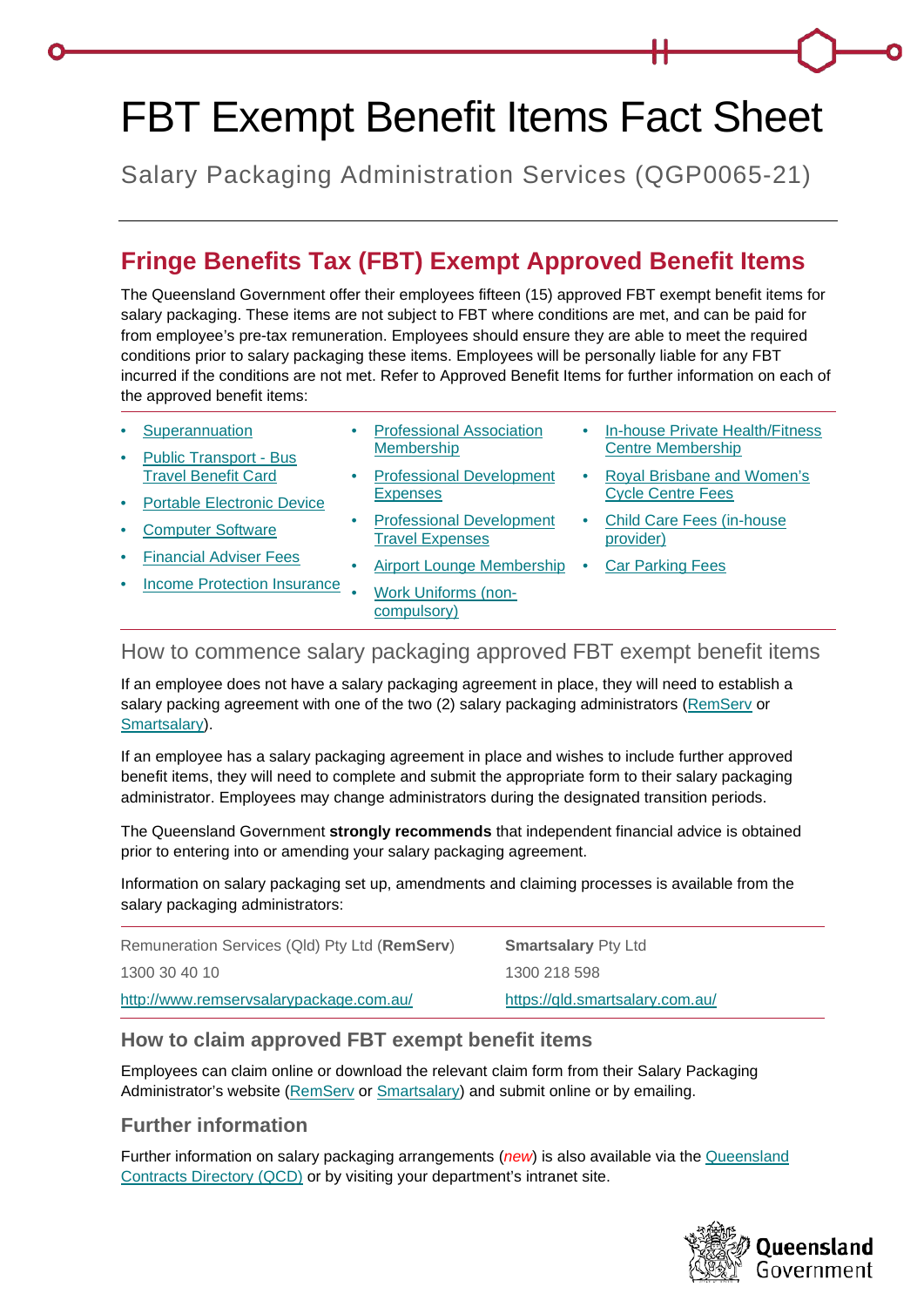# FBT Exempt Benefit Items Fact Sheet

Salary Packaging Administration Services (QGP0065-21)

## Fringe Benefits Tax (FBT) Exempt Approved Benefit Items

The Queensland Government offer their employees fifteen (15) approved FBT exempt benefit items for salary packaging. These items are not subject to FBT where conditions are met, and can be paid for from employee's pre-tax remuneration. Employees should ensure they are able to meet the required conditions prior to salary packaging these items. Employees will be personally liable for any FBT incurred if the conditions are not met. Refer to Approved Benefit Items for further information on each of the approved benefit items:

- Superannuation
- Public Transport - Bus Travel Benefit Card
- Portable Electronic Device
- Computer Software
- Financial Adviser Fees
- Income Protection Insurance
- Professional Association Membership
- Professional Development Expenses
- Professional Development Travel Expenses
- Airport Lounge Membership
- Work Uniforms (non-compulsory)
- In-house Private Health/Fitness Centre Membership
- Royal Brisbane and Women's Cycle Centre Fees
- Child Care Fees (in-house provider)
- Car Parking Fees

## How to commence salary packaging approved FBT exempt benefit items

If an employee does not have a salary packaging agreement in place, they will need to establish a salary packing agreement with one of the two (2) salary packaging administrators (RemServ or Smartsalary).

If an employee has a salary packaging agreement in place and wishes to include further approved benefit items, they will need to complete and submit the appropriate form to their salary packaging administrator. Employees may change administrators during the designated transition periods.

The Queensland Government **strongly recommends** that independent financial advice is obtained prior to entering into or amending your salary packaging agreement.

Information on salary packaging set up, amendments and claiming processes is available from the salary packaging administrators:

| Remuneration Services (Qld) Pty Ltd (**RemServ**) | **Smartsalary** Pty Ltd |
|---|---|
| 1300 30 40 10 | 1300 218 598 |
| http://www.remservsalarypackage.com.au/ | https://qld.smartsalary.com.au/ |

### How to claim approved FBT exempt benefit items

Employees can claim online or download the relevant claim form from their Salary Packaging Administrator's website (RemServ or Smartsalary) and submit online or by emailing.

### Further information

Further information on salary packaging arrangements (*new*) is also available via the Queensland Contracts Directory (QCD) or by visiting your department's intranet site.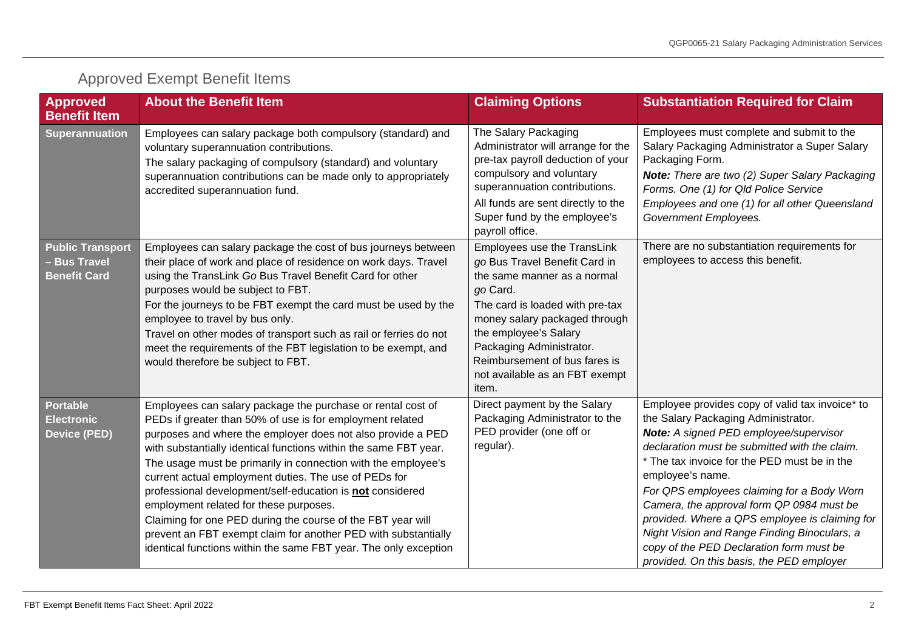## Approved Exempt Benefit Items

| Approved Benefit Item | About the Benefit Item | Claiming Options | Substantiation Required for Claim |
|---|---|---|---|
| **Superannuation** | Employees can salary package both compulsory (standard) and voluntary superannuation contributions.<br>The salary packaging of compulsory (standard) and voluntary superannuation contributions can be made only to appropriately accredited superannuation fund. | The Salary Packaging Administrator will arrange for the pre-tax payroll deduction of your compulsory and voluntary superannuation contributions.<br>All funds are sent directly to the Super fund by the employee's payroll office. | Employees must complete and submit to the Salary Packaging Administrator a Super Salary Packaging Form.<br>***Note:*** *There are two (2) Super Salary Packaging Forms. One (1) for Qld Police Service Employees and one (1) for all other Queensland Government Employees.* |
| **Public Transport – Bus Travel Benefit Card** | Employees can salary package the cost of bus journeys between their place of work and place of residence on work days. Travel using the TransLink *Go* Bus Travel Benefit Card for other purposes would be subject to FBT.<br>For the journeys to be FBT exempt the card must be used by the employee to travel by bus only.<br>Travel on other modes of transport such as rail or ferries do not meet the requirements of the FBT legislation to be exempt, and would therefore be subject to FBT. | Employees use the TransLink *go* Bus Travel Benefit Card in the same manner as a normal *go* Card.<br>The card is loaded with pre-tax money salary packaged through the employee's Salary Packaging Administrator.<br>Reimbursement of bus fares is not available as an FBT exempt item. | There are no substantiation requirements for employees to access this benefit. |
| **Portable Electronic Device (PED)** | Employees can salary package the purchase or rental cost of PEDs if greater than 50% of use is for employment related purposes and where the employer does not also provide a PED with substantially identical functions within the same FBT year.<br>The usage must be primarily in connection with the employee's current actual employment duties. The use of PEDs for professional development/self-education is **not** considered employment related for these purposes.<br>Claiming for one PED during the course of the FBT year will prevent an FBT exempt claim for another PED with substantially identical functions within the same FBT year. The only exception | Direct payment by the Salary Packaging Administrator to the PED provider (one off or regular). | Employee provides copy of valid tax invoice* to the Salary Packaging Administrator.<br>***Note:*** *A signed PED employee/supervisor declaration must be submitted with the claim.*<br>* The tax invoice for the PED must be in the employee's name.<br>*For QPS employees claiming for a Body Worn Camera, the approval form QP 0984 must be provided. Where a QPS employee is claiming for Night Vision and Range Finding Binoculars, a copy of the PED Declaration form must be provided. On this basis, the PED employer* |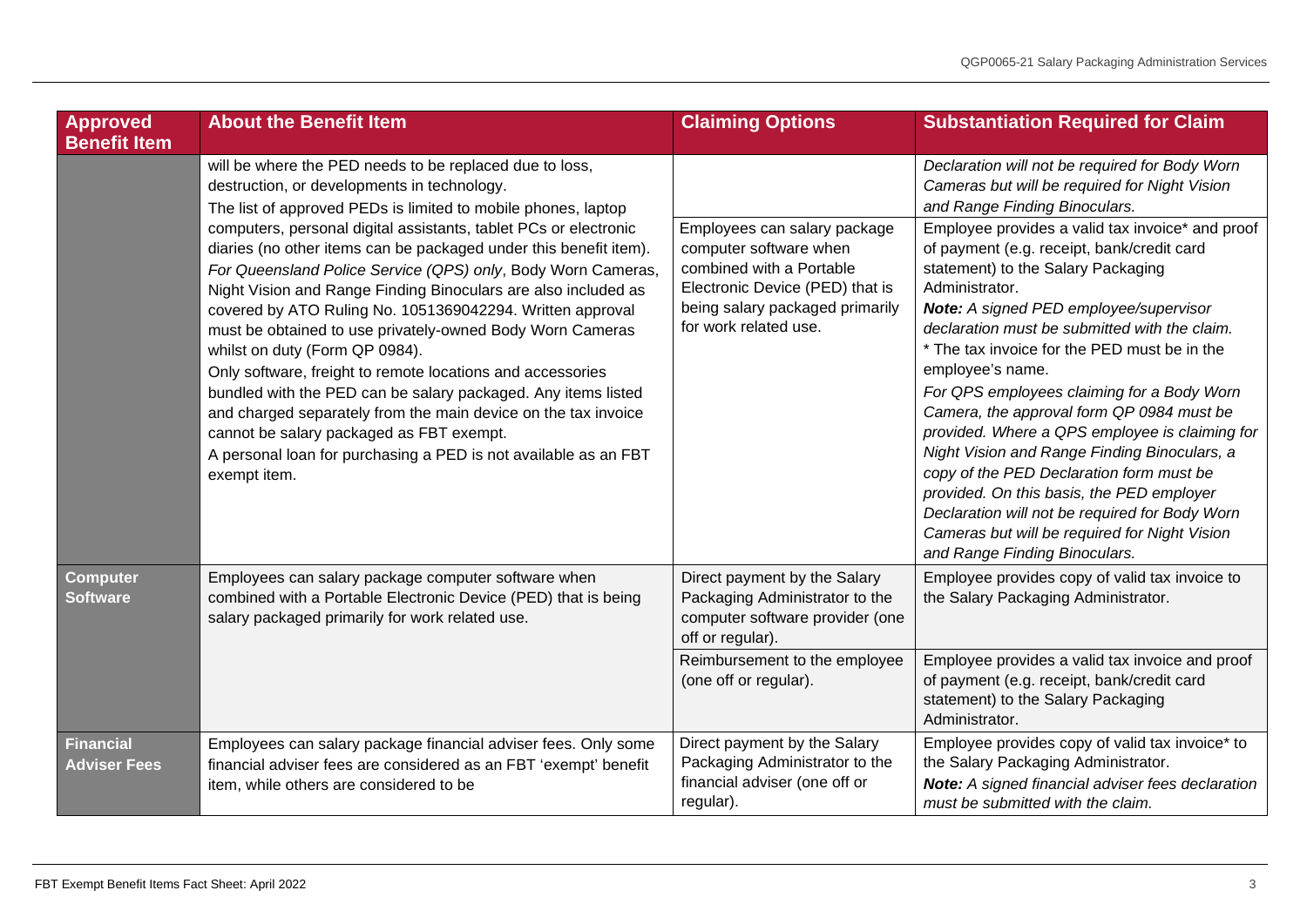| Approved Benefit Item | About the Benefit Item | Claiming Options | Substantiation Required for Claim |
|---|---|---|---|
| | will be where the PED needs to be replaced due to loss, destruction, or developments in technology.<br>The list of approved PEDs is limited to mobile phones, laptop computers, personal digital assistants, tablet PCs or electronic diaries (no other items can be packaged under this benefit item).<br>*For Queensland Police Service (QPS) only*, Body Worn Cameras, Night Vision and Range Finding Binoculars are also included as covered by ATO Ruling No. 1051369042294. Written approval must be obtained to use privately-owned Body Worn Cameras whilst on duty (Form QP 0984).<br>Only software, freight to remote locations and accessories bundled with the PED can be salary packaged. Any items listed and charged separately from the main device on the tax invoice cannot be salary packaged as FBT exempt.<br>A personal loan for purchasing a PED is not available as an FBT exempt item. | | *Declaration will not be required for Body Worn Cameras but will be required for Night Vision and Range Finding Binoculars.* |
| | | Employees can salary package computer software when combined with a Portable Electronic Device (PED) that is being salary packaged primarily for work related use. | Employee provides a valid tax invoice* and proof of payment (e.g. receipt, bank/credit card statement) to the Salary Packaging Administrator.<br>***Note:*** *A signed PED employee/supervisor declaration must be submitted with the claim.*<br>* The tax invoice for the PED must be in the employee's name.<br>*For QPS employees claiming for a Body Worn Camera, the approval form QP 0984 must be provided. Where a QPS employee is claiming for Night Vision and Range Finding Binoculars, a copy of the PED Declaration form must be provided. On this basis, the PED employer Declaration will not be required for Body Worn Cameras but will be required for Night Vision and Range Finding Binoculars.* |
| **Computer Software** | Employees can salary package computer software when combined with a Portable Electronic Device (PED) that is being salary packaged primarily for work related use. | Direct payment by the Salary Packaging Administrator to the computer software provider (one off or regular). | Employee provides copy of valid tax invoice to the Salary Packaging Administrator. |
| | | Reimbursement to the employee (one off or regular). | Employee provides a valid tax invoice and proof of payment (e.g. receipt, bank/credit card statement) to the Salary Packaging Administrator. |
| **Financial Adviser Fees** | Employees can salary package financial adviser fees. Only some financial adviser fees are considered as an FBT 'exempt' benefit item, while others are considered to be | Direct payment by the Salary Packaging Administrator to the financial adviser (one off or regular). | Employee provides copy of valid tax invoice* to the Salary Packaging Administrator.<br>***Note:*** *A signed financial adviser fees declaration must be submitted with the claim.* |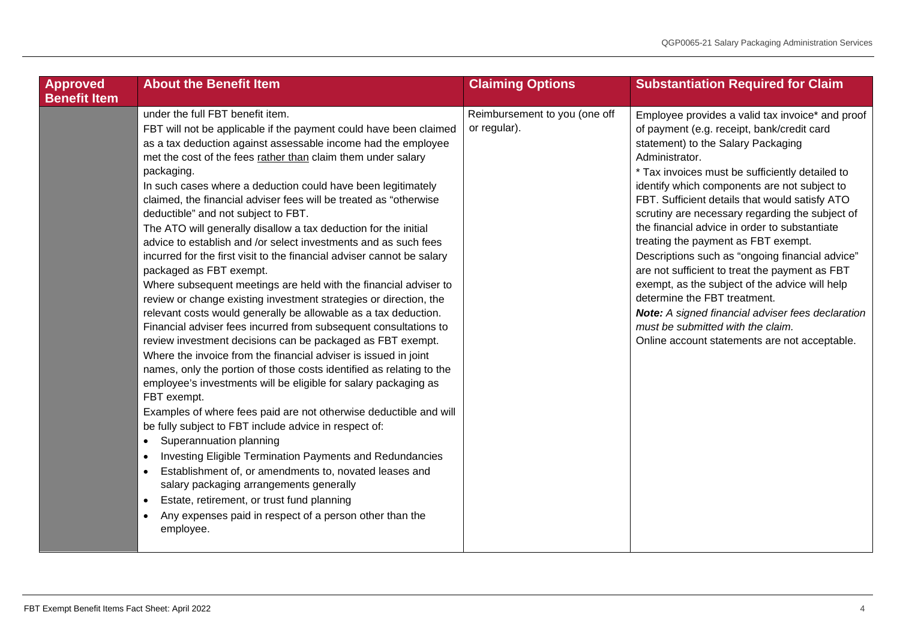| Approved Benefit Item | About the Benefit Item | Claiming Options | Substantiation Required for Claim |
| --- | --- | --- | --- |
| | under the full FBT benefit item.<br>FBT will not be applicable if the payment could have been claimed as a tax deduction against assessable income had the employee met the cost of the fees <u>rather than</u> claim them under salary packaging.<br>In such cases where a deduction could have been legitimately claimed, the financial adviser fees will be treated as "otherwise deductible" and not subject to FBT.<br>The ATO will generally disallow a tax deduction for the initial advice to establish and /or select investments and as such fees incurred for the first visit to the financial adviser cannot be salary packaged as FBT exempt.<br>Where subsequent meetings are held with the financial adviser to review or change existing investment strategies or direction, the relevant costs would generally be allowable as a tax deduction. Financial adviser fees incurred from subsequent consultations to review investment decisions can be packaged as FBT exempt.<br>Where the invoice from the financial adviser is issued in joint names, only the portion of those costs identified as relating to the employee's investments will be eligible for salary packaging as FBT exempt.<br>Examples of where fees paid are not otherwise deductible and will be fully subject to FBT include advice in respect of:<br>• Superannuation planning<br>• Investing Eligible Termination Payments and Redundancies<br>• Establishment of, or amendments to, novated leases and salary packaging arrangements generally<br>• Estate, retirement, or trust fund planning<br>• Any expenses paid in respect of a person other than the employee. | Reimbursement to you (one off or regular). | Employee provides a valid tax invoice* and proof of payment (e.g. receipt, bank/credit card statement) to the Salary Packaging Administrator.<br>* Tax invoices must be sufficiently detailed to identify which components are not subject to FBT. Sufficient details that would satisfy ATO scrutiny are necessary regarding the subject of the financial advice in order to substantiate treating the payment as FBT exempt. Descriptions such as "ongoing financial advice" are not sufficient to treat the payment as FBT exempt, as the subject of the advice will help determine the FBT treatment.<br>***Note:*** *A signed financial adviser fees declaration must be submitted with the claim.*<br>Online account statements are not acceptable. |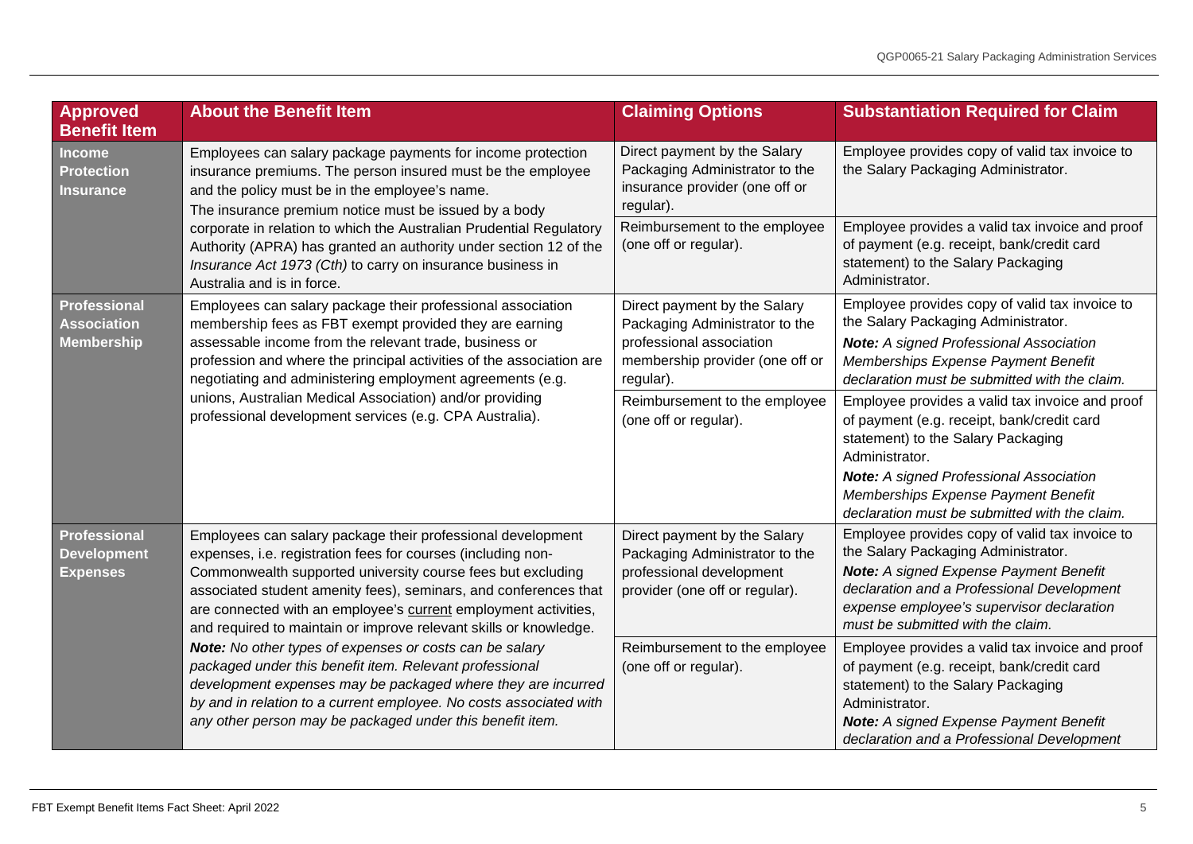| Approved Benefit Item | About the Benefit Item | Claiming Options | Substantiation Required for Claim |
|---|---|---|---|
| **Income Protection Insurance** | Employees can salary package payments for income protection insurance premiums. The person insured must be the employee and the policy must be in the employee's name. The insurance premium notice must be issued by a body corporate in relation to which the Australian Prudential Regulatory Authority (APRA) has granted an authority under section 12 of the *Insurance Act 1973 (Cth)* to carry on insurance business in Australia and is in force. | Direct payment by the Salary Packaging Administrator to the insurance provider (one off or regular). | Employee provides copy of valid tax invoice to the Salary Packaging Administrator. |
| | | Reimbursement to the employee (one off or regular). | Employee provides a valid tax invoice and proof of payment (e.g. receipt, bank/credit card statement) to the Salary Packaging Administrator. |
| **Professional Association Membership** | Employees can salary package their professional association membership fees as FBT exempt provided they are earning assessable income from the relevant trade, business or profession and where the principal activities of the association are negotiating and administering employment agreements (e.g. unions, Australian Medical Association) and/or providing professional development services (e.g. CPA Australia). | Direct payment by the Salary Packaging Administrator to the professional association membership provider (one off or regular). | Employee provides copy of valid tax invoice to the Salary Packaging Administrator. ***Note:** A signed Professional Association Memberships Expense Payment Benefit declaration must be submitted with the claim.* |
| | | Reimbursement to the employee (one off or regular). | Employee provides a valid tax invoice and proof of payment (e.g. receipt, bank/credit card statement) to the Salary Packaging Administrator. ***Note:** A signed Professional Association Memberships Expense Payment Benefit declaration must be submitted with the claim.* |
| **Professional Development Expenses** | Employees can salary package their professional development expenses, i.e. registration fees for courses (including non-Commonwealth supported university course fees but excluding associated student amenity fees), seminars, and conferences that are connected with an employee's current employment activities, and required to maintain or improve relevant skills or knowledge. ***Note:** No other types of expenses or costs can be salary packaged under this benefit item. Relevant professional development expenses may be packaged where they are incurred by and in relation to a current employee. No costs associated with any other person may be packaged under this benefit item.* | Direct payment by the Salary Packaging Administrator to the professional development provider (one off or regular). | Employee provides copy of valid tax invoice to the Salary Packaging Administrator. ***Note:** A signed Expense Payment Benefit declaration and a Professional Development expense employee's supervisor declaration must be submitted with the claim.* |
| | | Reimbursement to the employee (one off or regular). | Employee provides a valid tax invoice and proof of payment (e.g. receipt, bank/credit card statement) to the Salary Packaging Administrator. ***Note:** A signed Expense Payment Benefit declaration and a Professional Development* |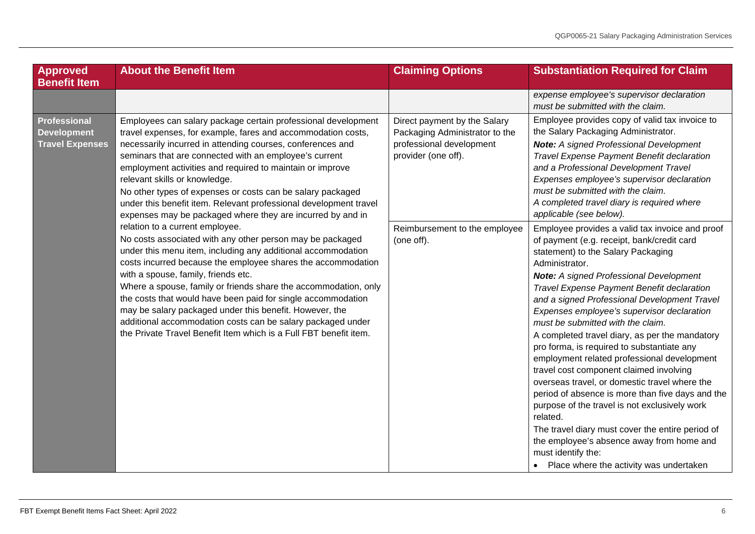| Approved Benefit Item | About the Benefit Item | Claiming Options | Substantiation Required for Claim |
|---|---|---|---|
| | | | *expense employee's supervisor declaration must be submitted with the claim.* |
| **Professional Development Travel Expenses** | Employees can salary package certain professional development travel expenses, for example, fares and accommodation costs, necessarily incurred in attending courses, conferences and seminars that are connected with an employee's current employment activities and required to maintain or improve relevant skills or knowledge.<br>No other types of expenses or costs can be salary packaged under this benefit item. Relevant professional development travel expenses may be packaged where they are incurred by and in relation to a current employee.<br>No costs associated with any other person may be packaged under this menu item, including any additional accommodation costs incurred because the employee shares the accommodation with a spouse, family, friends etc.<br>Where a spouse, family or friends share the accommodation, only the costs that would have been paid for single accommodation may be salary packaged under this benefit. However, the additional accommodation costs can be salary packaged under the Private Travel Benefit Item which is a Full FBT benefit item. | Direct payment by the Salary Packaging Administrator to the professional development provider (one off). | Employee provides copy of valid tax invoice to the Salary Packaging Administrator.<br>***Note:*** *A signed Professional Development Travel Expense Payment Benefit declaration and a Professional Development Travel Expenses employee's supervisor declaration must be submitted with the claim.*<br>*A completed travel diary is required where applicable (see below).* |
| | | Reimbursement to the employee (one off). | Employee provides a valid tax invoice and proof of payment (e.g. receipt, bank/credit card statement) to the Salary Packaging Administrator.<br>***Note:*** *A signed Professional Development Travel Expense Payment Benefit declaration and a signed Professional Development Travel Expenses employee's supervisor declaration must be submitted with the claim.*<br>A completed travel diary, as per the mandatory pro forma, is required to substantiate any employment related professional development travel cost component claimed involving overseas travel, or domestic travel where the period of absence is more than five days and the purpose of the travel is not exclusively work related.<br>The travel diary must cover the entire period of the employee's absence away from home and must identify the:<br>• Place where the activity was undertaken |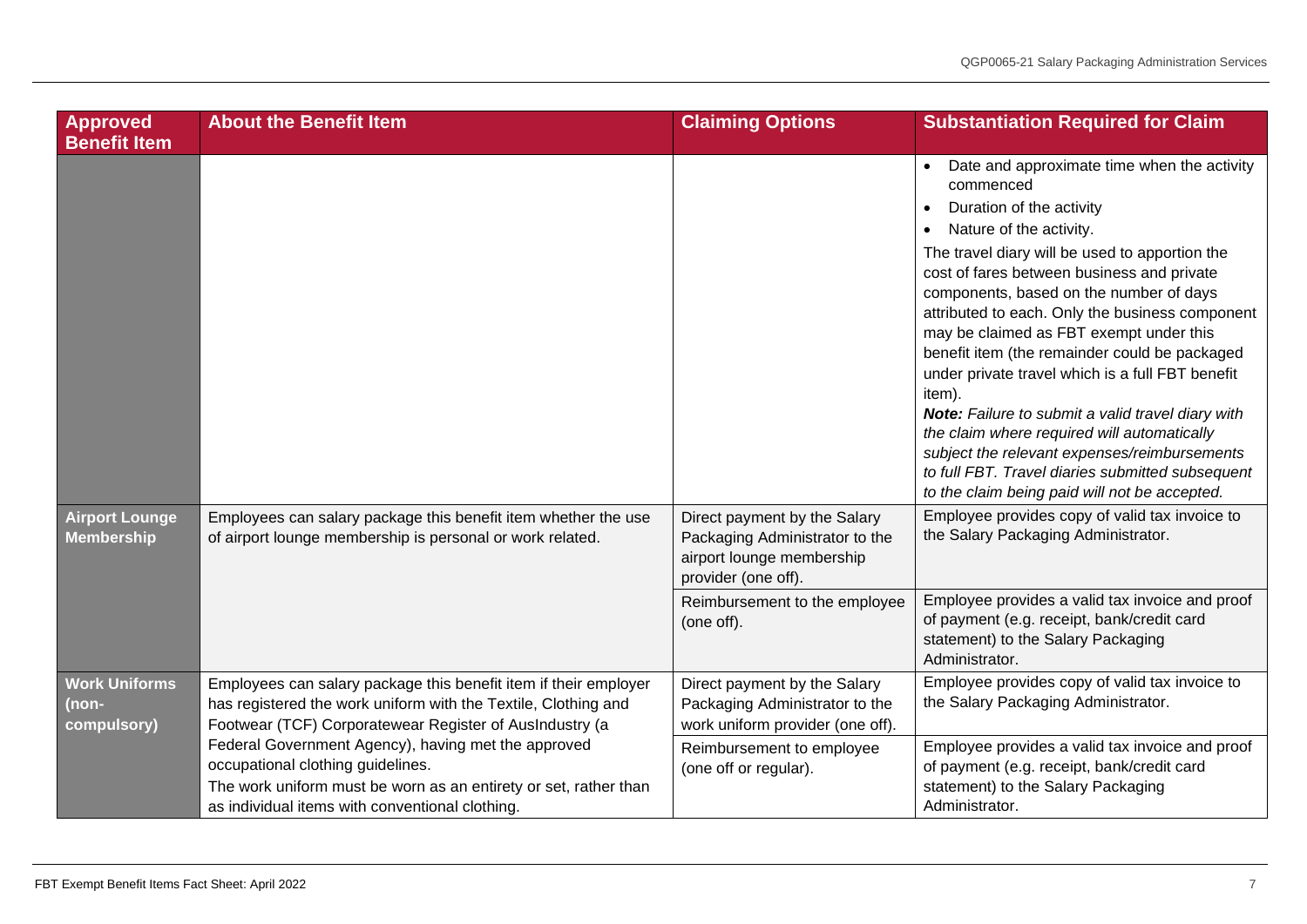| Approved Benefit Item | About the Benefit Item | Claiming Options | Substantiation Required for Claim |
|---|---|---|---|
| | | | • Date and approximate time when the activity commenced<br>• Duration of the activity<br>• Nature of the activity.<br>The travel diary will be used to apportion the cost of fares between business and private components, based on the number of days attributed to each. Only the business component may be claimed as FBT exempt under this benefit item (the remainder could be packaged under private travel which is a full FBT benefit item).<br>***Note:*** *Failure to submit a valid travel diary with the claim where required will automatically subject the relevant expenses/reimbursements to full FBT. Travel diaries submitted subsequent to the claim being paid will not be accepted.* |
| **Airport Lounge Membership** | Employees can salary package this benefit item whether the use of airport lounge membership is personal or work related. | Direct payment by the Salary Packaging Administrator to the airport lounge membership provider (one off). | Employee provides copy of valid tax invoice to the Salary Packaging Administrator. |
| | | Reimbursement to the employee (one off). | Employee provides a valid tax invoice and proof of payment (e.g. receipt, bank/credit card statement) to the Salary Packaging Administrator. |
| **Work Uniforms (non-compulsory)** | Employees can salary package this benefit item if their employer has registered the work uniform with the Textile, Clothing and Footwear (TCF) Corporatewear Register of AusIndustry (a Federal Government Agency), having met the approved occupational clothing guidelines.<br>The work uniform must be worn as an entirety or set, rather than as individual items with conventional clothing. | Direct payment by the Salary Packaging Administrator to the work uniform provider (one off). | Employee provides copy of valid tax invoice to the Salary Packaging Administrator. |
| | | Reimbursement to employee (one off or regular). | Employee provides a valid tax invoice and proof of payment (e.g. receipt, bank/credit card statement) to the Salary Packaging Administrator. |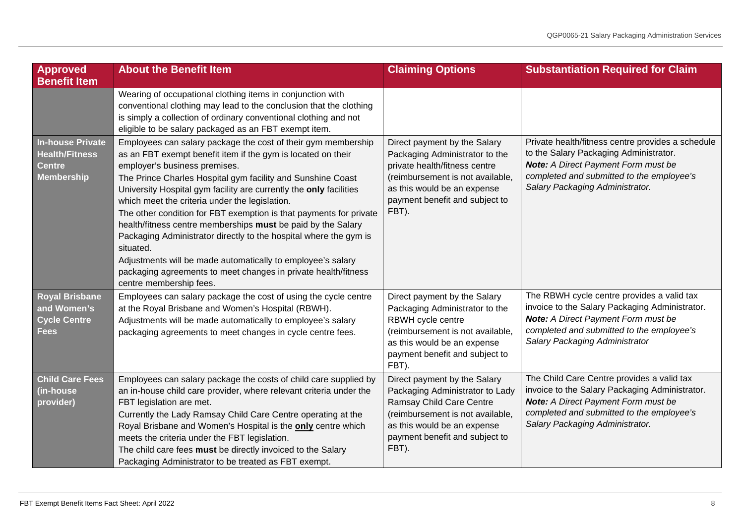| Approved Benefit Item | About the Benefit Item | Claiming Options | Substantiation Required for Claim |
|---|---|---|---|
| | Wearing of occupational clothing items in conjunction with conventional clothing may lead to the conclusion that the clothing is simply a collection of ordinary conventional clothing and not eligible to be salary packaged as an FBT exempt item. | | |
| **In-house Private Health/Fitness Centre Membership** | Employees can salary package the cost of their gym membership as an FBT exempt benefit item if the gym is located on their employer's business premises.<br>The Prince Charles Hospital gym facility and Sunshine Coast University Hospital gym facility are currently the **only** facilities which meet the criteria under the legislation.<br>The other condition for FBT exemption is that payments for private health/fitness centre memberships **must** be paid by the Salary Packaging Administrator directly to the hospital where the gym is situated.<br>Adjustments will be made automatically to employee's salary packaging agreements to meet changes in private health/fitness centre membership fees. | Direct payment by the Salary Packaging Administrator to the private health/fitness centre (reimbursement is not available, as this would be an expense payment benefit and subject to FBT). | Private health/fitness centre provides a schedule to the Salary Packaging Administrator.<br>***Note:*** *A Direct Payment Form must be completed and submitted to the employee's Salary Packaging Administrator.* |
| **Royal Brisbane and Women's Cycle Centre Fees** | Employees can salary package the cost of using the cycle centre at the Royal Brisbane and Women's Hospital (RBWH).<br>Adjustments will be made automatically to employee's salary packaging agreements to meet changes in cycle centre fees. | Direct payment by the Salary Packaging Administrator to the RBWH cycle centre (reimbursement is not available, as this would be an expense payment benefit and subject to FBT). | The RBWH cycle centre provides a valid tax invoice to the Salary Packaging Administrator.<br>***Note:*** *A Direct Payment Form must be completed and submitted to the employee's Salary Packaging Administrator* |
| **Child Care Fees (in-house provider)** | Employees can salary package the costs of child care supplied by an in-house child care provider, where relevant criteria under the FBT legislation are met.<br>Currently the Lady Ramsay Child Care Centre operating at the Royal Brisbane and Women's Hospital is the <u>**only**</u> centre which meets the criteria under the FBT legislation.<br>The child care fees **must** be directly invoiced to the Salary Packaging Administrator to be treated as FBT exempt. | Direct payment by the Salary Packaging Administrator to Lady Ramsay Child Care Centre (reimbursement is not available, as this would be an expense payment benefit and subject to FBT). | The Child Care Centre provides a valid tax invoice to the Salary Packaging Administrator.<br>***Note:*** *A Direct Payment Form must be completed and submitted to the employee's Salary Packaging Administrator.* |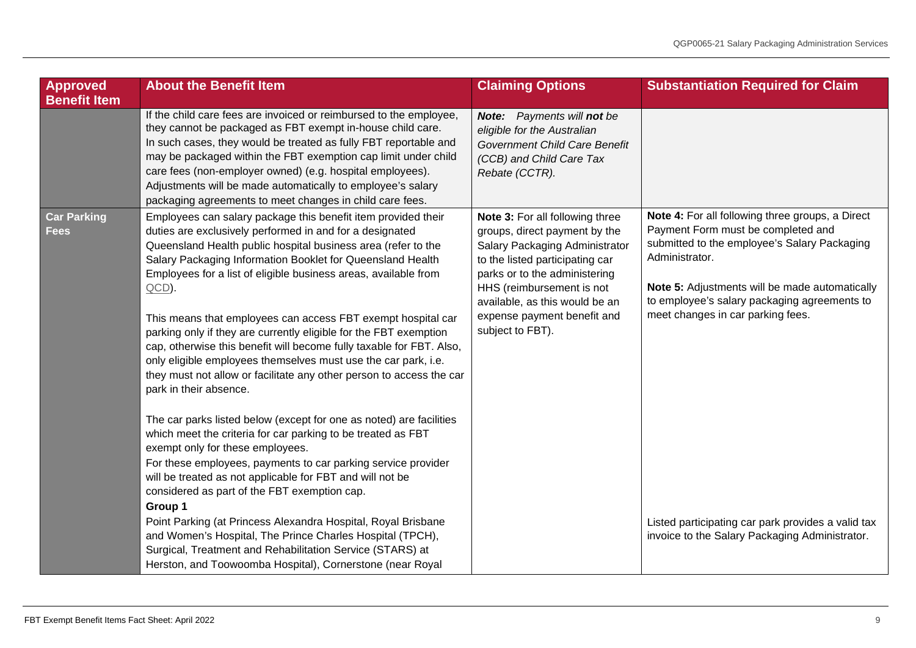| Approved Benefit Item | About the Benefit Item | Claiming Options | Substantiation Required for Claim |
|---|---|---|---|
| | If the child care fees are invoiced or reimbursed to the employee, they cannot be packaged as FBT exempt in-house child care. In such cases, they would be treated as fully FBT reportable and may be packaged within the FBT exemption cap limit under child care fees (non-employer owned) (e.g. hospital employees). Adjustments will be made automatically to employee's salary packaging agreements to meet changes in child care fees. | ***Note:*** *Payments will **not** be eligible for the Australian Government Child Care Benefit (CCB) and Child Care Tax Rebate (CCTR).* | |
| **Car Parking Fees** | Employees can salary package this benefit item provided their duties are exclusively performed in and for a designated Queensland Health public hospital business area (refer to the Salary Packaging Information Booklet for Queensland Health Employees for a list of eligible business areas, available from QCD).<br><br>This means that employees can access FBT exempt hospital car parking only if they are currently eligible for the FBT exemption cap, otherwise this benefit will become fully taxable for FBT. Also, only eligible employees themselves must use the car park, i.e. they must not allow or facilitate any other person to access the car park in their absence.<br><br>The car parks listed below (except for one as noted) are facilities which meet the criteria for car parking to be treated as FBT exempt only for these employees.<br>For these employees, payments to car parking service provider will be treated as not applicable for FBT and will not be considered as part of the FBT exemption cap.<br>**Group 1**<br>Point Parking (at Princess Alexandra Hospital, Royal Brisbane and Women's Hospital, The Prince Charles Hospital (TPCH), Surgical, Treatment and Rehabilitation Service (STARS) at Herston, and Toowoomba Hospital), Cornerstone (near Royal | **Note 3:** For all following three groups, direct payment by the Salary Packaging Administrator to the listed participating car parks or to the administering HHS (reimbursement is not available, as this would be an expense payment benefit and subject to FBT). | **Note 4:** For all following three groups, a Direct Payment Form must be completed and submitted to the employee's Salary Packaging Administrator.<br><br>**Note 5:** Adjustments will be made automatically to employee's salary packaging agreements to meet changes in car parking fees.<br><br>Listed participating car park provides a valid tax invoice to the Salary Packaging Administrator. |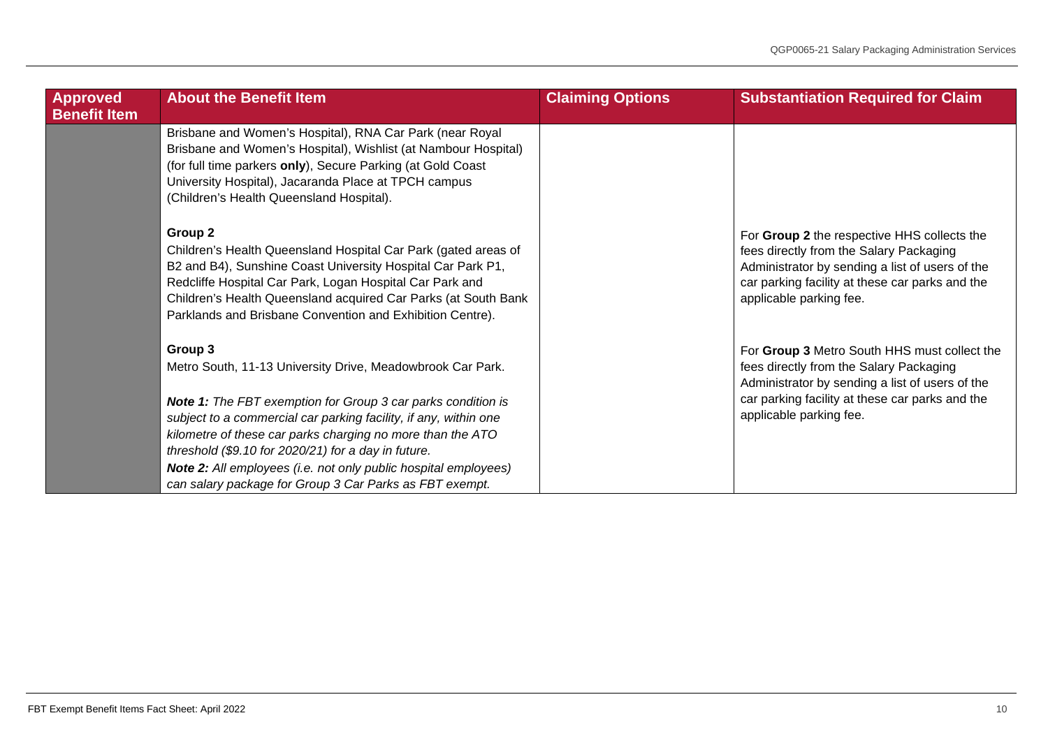| Approved Benefit Item | About the Benefit Item | Claiming Options | Substantiation Required for Claim |
|---|---|---|---|
| | Brisbane and Women's Hospital), RNA Car Park (near Royal Brisbane and Women's Hospital), Wishlist (at Nambour Hospital) (for full time parkers **only**), Secure Parking (at Gold Coast University Hospital), Jacaranda Place at TPCH campus (Children's Health Queensland Hospital). | | |
| | **Group 2**<br>Children's Health Queensland Hospital Car Park (gated areas of B2 and B4), Sunshine Coast University Hospital Car Park P1, Redcliffe Hospital Car Park, Logan Hospital Car Park and Children's Health Queensland acquired Car Parks (at South Bank Parklands and Brisbane Convention and Exhibition Centre). | | For **Group 2** the respective HHS collects the fees directly from the Salary Packaging Administrator by sending a list of users of the car parking facility at these car parks and the applicable parking fee. |
| | **Group 3**<br>Metro South, 11-13 University Drive, Meadowbrook Car Park.<br><br>***Note 1:*** *The FBT exemption for Group 3 car parks condition is subject to a commercial car parking facility, if any, within one kilometre of these car parks charging no more than the ATO threshold ($9.10 for 2020/21) for a day in future.*<br>***Note 2:*** *All employees (i.e. not only public hospital employees) can salary package for Group 3 Car Parks as FBT exempt.* | | For **Group 3** Metro South HHS must collect the fees directly from the Salary Packaging Administrator by sending a list of users of the car parking facility at these car parks and the applicable parking fee. |